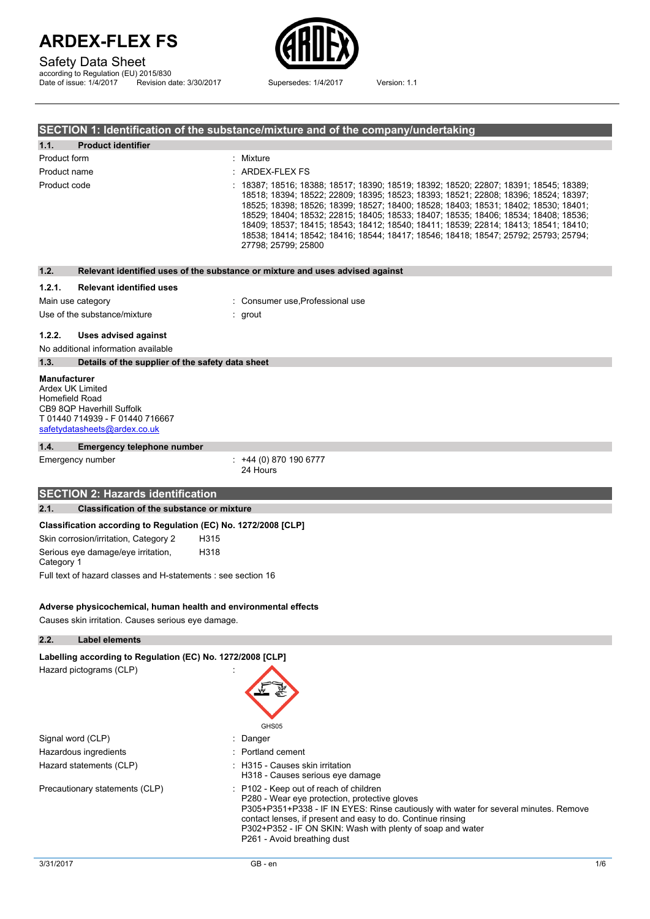# ARDEX-FLEX FS

Safety Data Sheet
according to Regulation (EU) 2015/830
Date of issue: 1/4/2017 Revision date: 3/30/2017 Supersedes: 1/4/2017 Version: 1.1

## SECTION 1: Identification of the substance/mixture and of the company/undertaking

### 1.1. Product identifier

| | |
|---|---|
| Product form | : Mixture |
| Product name | : ARDEX-FLEX FS |
| Product code | : 18387; 18516; 18388; 18517; 18390; 18519; 18392; 18520; 22807; 18391; 18545; 18389; 18518; 18394; 18522; 22809; 18395; 18523; 18393; 18521; 22808; 18396; 18524; 18397; 18525; 18398; 18526; 18399; 18527; 18400; 18528; 18403; 18531; 18402; 18530; 18401; 18529; 18404; 18532; 22815; 18405; 18533; 18407; 18535; 18406; 18534; 18408; 18536; 18409; 18537; 18415; 18543; 18412; 18540; 18411; 18539; 22814; 18413; 18541; 18410; 18538; 18414; 18542; 18416; 18544; 18417; 18546; 18418; 18547; 25792; 25793; 25794; 27798; 25799; 25800 |

### 1.2. Relevant identified uses of the substance or mixture and uses advised against

#### 1.2.1. Relevant identified uses

| | |
|---|---|
| Main use category | : Consumer use,Professional use |
| Use of the substance/mixture | : grout |

#### 1.2.2. Uses advised against

No additional information available

### 1.3. Details of the supplier of the safety data sheet

**Manufacturer**
Ardex UK Limited
Homefield Road
CB9 8QP Haverhill Suffolk
T 01440 714939 - F 01440 716667
safetydatasheets@ardex.co.uk

### 1.4. Emergency telephone number

| | |
|---|---|
| Emergency number | : +44 (0) 870 190 6777<br>24 Hours |

## SECTION 2: Hazards identification

### 2.1. Classification of the substance or mixture

**Classification according to Regulation (EC) No. 1272/2008 [CLP]**

| | |
|---|---|
| Skin corrosion/irritation, Category 2 | H315 |
| Serious eye damage/eye irritation, Category 1 | H318 |

Full text of hazard classes and H-statements : see section 16

**Adverse physicochemical, human health and environmental effects**

Causes skin irritation. Causes serious eye damage.

### 2.2. Label elements

**Labelling according to Regulation (EC) No. 1272/2008 [CLP]**

Hazard pictograms (CLP) :

GHS05

| | |
|---|---|
| Signal word (CLP) | : Danger |
| Hazardous ingredients | : Portland cement |
| Hazard statements (CLP) | : H315 - Causes skin irritation<br>H318 - Causes serious eye damage |
| Precautionary statements (CLP) | : P102 - Keep out of reach of children<br>P280 - Wear eye protection, protective gloves<br>P305+P351+P338 - IF IN EYES: Rinse cautiously with water for several minutes. Remove contact lenses, if present and easy to do. Continue rinsing<br>P302+P352 - IF ON SKIN: Wash with plenty of soap and water<br>P261 - Avoid breathing dust |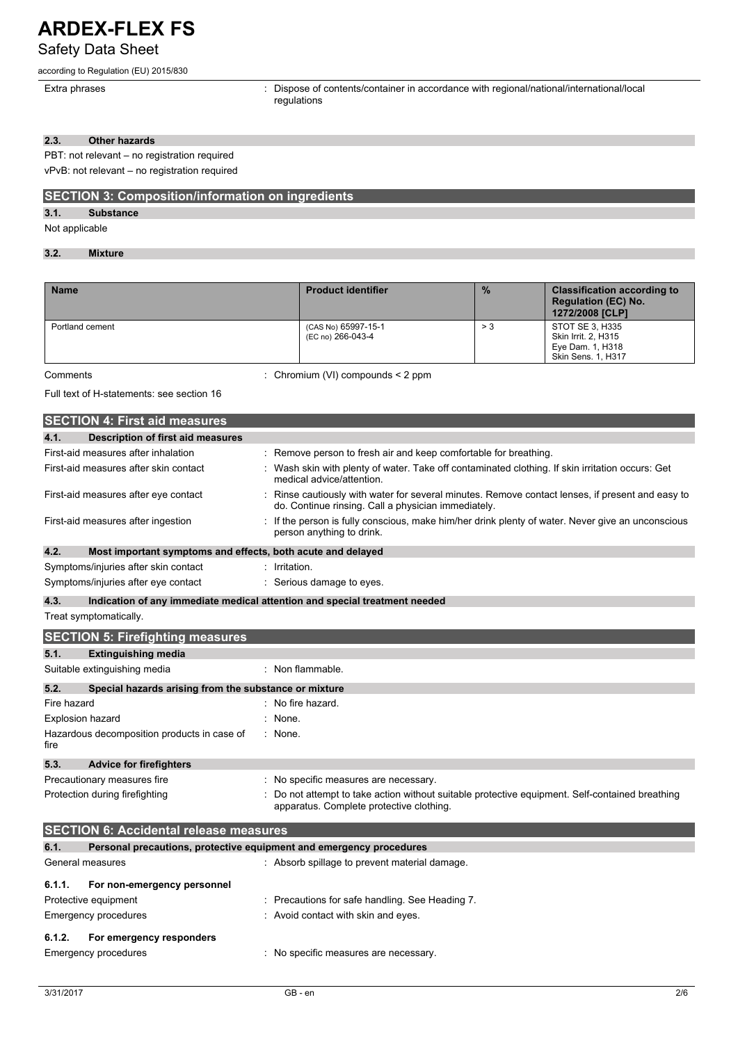Extra phrases : Dispose of contents/container in accordance with regional/national/international/local regulations

### 2.3. Other hazards

PBT: not relevant – no registration required

vPvB: not relevant – no registration required

## SECTION 3: Composition/information on ingredients

### 3.1. Substance

Not applicable

### 3.2. Mixture

| Name | Product identifier | % | Classification according to Regulation (EC) No. 1272/2008 [CLP] |
|---|---|---|---|
| Portland cement | (CAS No) 65997-15-1<br>(EC no) 266-043-4 | > 3 | STOT SE 3, H335<br>Skin Irrit. 2, H315<br>Eye Dam. 1, H318<br>Skin Sens. 1, H317 |

Comments : Chromium (VI) compounds < 2 ppm

Full text of H-statements: see section 16

## SECTION 4: First aid measures

### 4.1. Description of first aid measures

First-aid measures after inhalation : Remove person to fresh air and keep comfortable for breathing.

First-aid measures after skin contact : Wash skin with plenty of water. Take off contaminated clothing. If skin irritation occurs: Get medical advice/attention.

First-aid measures after eye contact : Rinse cautiously with water for several minutes. Remove contact lenses, if present and easy to do. Continue rinsing. Call a physician immediately.

First-aid measures after ingestion : If the person is fully conscious, make him/her drink plenty of water. Never give an unconscious person anything to drink.

### 4.2. Most important symptoms and effects, both acute and delayed

Symptoms/injuries after skin contact : Irritation.

Symptoms/injuries after eye contact : Serious damage to eyes.

### 4.3. Indication of any immediate medical attention and special treatment needed

Treat symptomatically.

## SECTION 5: Firefighting measures

### 5.1. Extinguishing media

Suitable extinguishing media : Non flammable.

### 5.2. Special hazards arising from the substance or mixture

Fire hazard : No fire hazard.

Explosion hazard : None.

Hazardous decomposition products in case of fire : None.

### 5.3. Advice for firefighters

Precautionary measures fire : No specific measures are necessary.

Protection during firefighting : Do not attempt to take action without suitable protective equipment. Self-contained breathing apparatus. Complete protective clothing.

## SECTION 6: Accidental release measures

### 6.1. Personal precautions, protective equipment and emergency procedures

General measures : Absorb spillage to prevent material damage.

#### 6.1.1. For non-emergency personnel

Protective equipment : Precautions for safe handling. See Heading 7.

Emergency procedures : Avoid contact with skin and eyes.

#### 6.1.2. For emergency responders

Emergency procedures : No specific measures are necessary.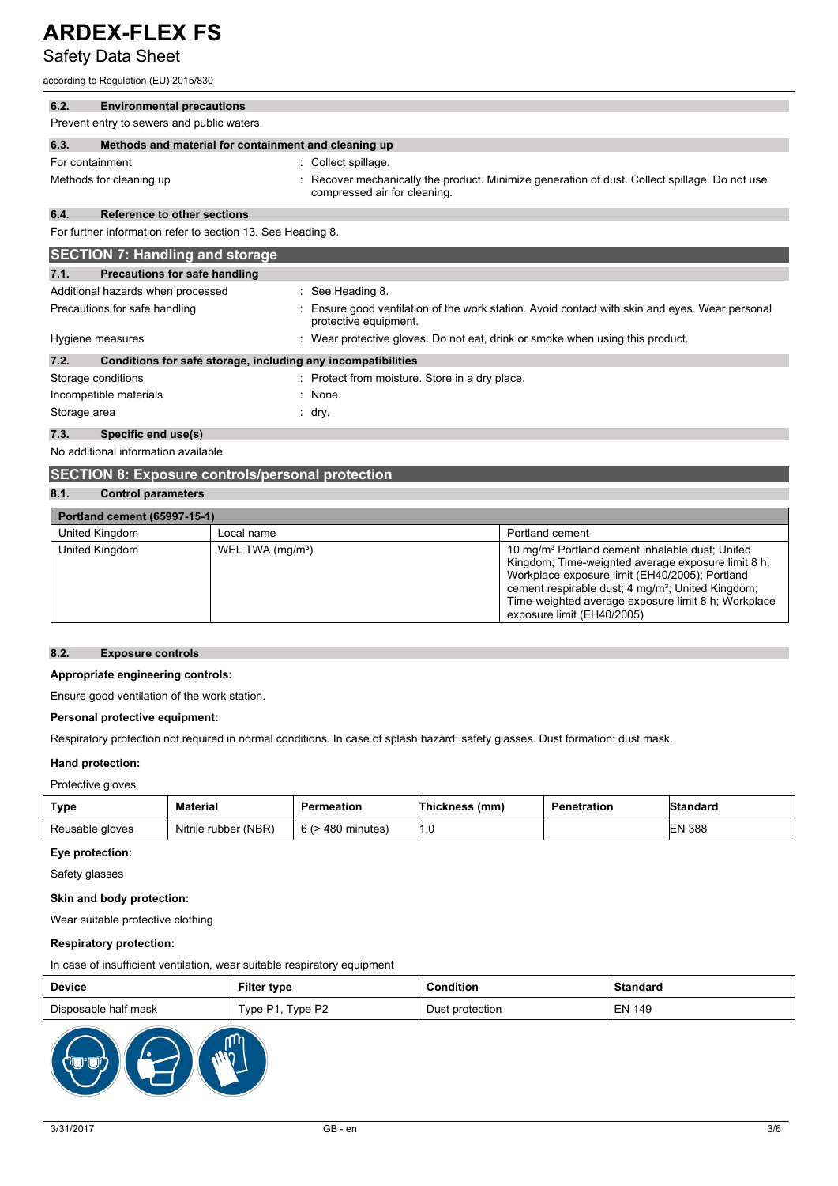#### 6.2. Environmental precautions

Prevent entry to sewers and public waters.

#### 6.3. Methods and material for containment and cleaning up

| | |
|---|---|
| For containment | : Collect spillage. |
| Methods for cleaning up | : Recover mechanically the product. Minimize generation of dust. Collect spillage. Do not use compressed air for cleaning. |

#### 6.4. Reference to other sections

For further information refer to section 13. See Heading 8.

## SECTION 7: Handling and storage

#### 7.1. Precautions for safe handling

| | |
|---|---|
| Additional hazards when processed | : See Heading 8. |
| Precautions for safe handling | : Ensure good ventilation of the work station. Avoid contact with skin and eyes. Wear personal protective equipment. |
| Hygiene measures | : Wear protective gloves. Do not eat, drink or smoke when using this product. |

#### 7.2. Conditions for safe storage, including any incompatibilities

| | |
|---|---|
| Storage conditions | : Protect from moisture. Store in a dry place. |
| Incompatible materials | : None. |
| Storage area | : dry. |

#### 7.3. Specific end use(s)

No additional information available

## SECTION 8: Exposure controls/personal protection

#### 8.1. Control parameters

| Portland cement (65997-15-1) | | |
|---|---|---|
| United Kingdom | Local name | Portland cement |
| United Kingdom | WEL TWA (mg/m³) | 10 mg/m³ Portland cement inhalable dust; United Kingdom; Time-weighted average exposure limit 8 h; Workplace exposure limit (EH40/2005); Portland cement respirable dust; 4 mg/m³; United Kingdom; Time-weighted average exposure limit 8 h; Workplace exposure limit (EH40/2005) |

#### 8.2. Exposure controls

**Appropriate engineering controls:**

Ensure good ventilation of the work station.

**Personal protective equipment:**

Respiratory protection not required in normal conditions. In case of splash hazard: safety glasses. Dust formation: dust mask.

**Hand protection:**

Protective gloves

| Type | Material | Permeation | Thickness (mm) | Penetration | Standard |
|---|---|---|---|---|---|
| Reusable gloves | Nitrile rubber (NBR) | 6 (> 480 minutes) | 1,0 | | EN 388 |

**Eye protection:**

Safety glasses

**Skin and body protection:**

Wear suitable protective clothing

**Respiratory protection:**

In case of insufficient ventilation, wear suitable respiratory equipment

| Device | Filter type | Condition | Standard |
|---|---|---|---|
| Disposable half mask | Type P1, Type P2 | Dust protection | EN 149 |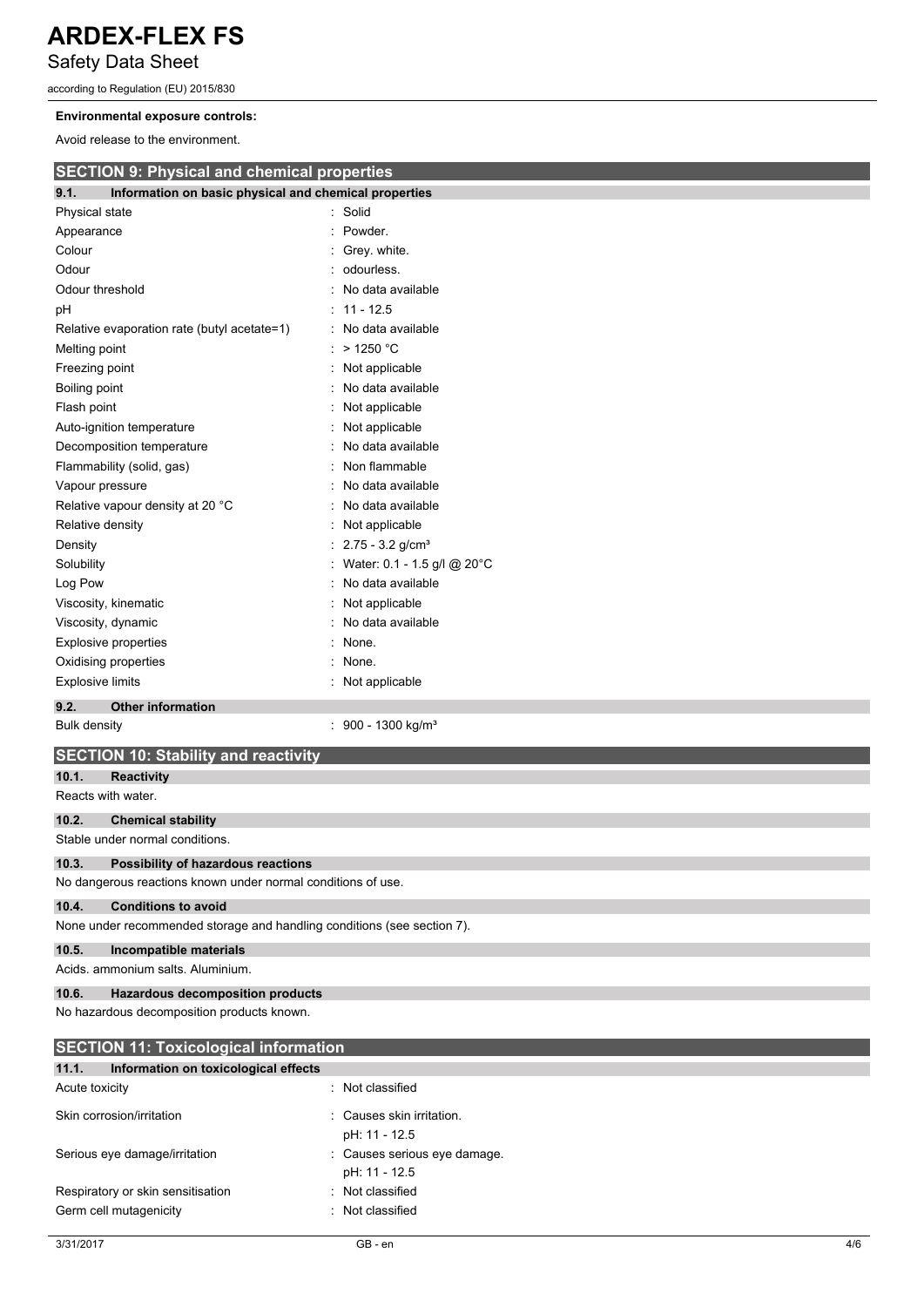**Environmental exposure controls:**

Avoid release to the environment.

## SECTION 9: Physical and chemical properties

### 9.1. Information on basic physical and chemical properties

| | |
|---|---|
| Physical state | : Solid |
| Appearance | : Powder. |
| Colour | : Grey. white. |
| Odour | : odourless. |
| Odour threshold | : No data available |
| pH | : 11 - 12.5 |
| Relative evaporation rate (butyl acetate=1) | : No data available |
| Melting point | : > 1250 °C |
| Freezing point | : Not applicable |
| Boiling point | : No data available |
| Flash point | : Not applicable |
| Auto-ignition temperature | : Not applicable |
| Decomposition temperature | : No data available |
| Flammability (solid, gas) | : Non flammable |
| Vapour pressure | : No data available |
| Relative vapour density at 20 °C | : No data available |
| Relative density | : Not applicable |
| Density | : 2.75 - 3.2 g/cm³ |
| Solubility | : Water: 0.1 - 1.5 g/l @ 20°C |
| Log Pow | : No data available |
| Viscosity, kinematic | : Not applicable |
| Viscosity, dynamic | : No data available |
| Explosive properties | : None. |
| Oxidising properties | : None. |
| Explosive limits | : Not applicable |

### 9.2. Other information

| | |
|---|---|
| Bulk density | : 900 - 1300 kg/m³ |

## SECTION 10: Stability and reactivity

### 10.1. Reactivity

Reacts with water.

### 10.2. Chemical stability

Stable under normal conditions.

### 10.3. Possibility of hazardous reactions

No dangerous reactions known under normal conditions of use.

### 10.4. Conditions to avoid

None under recommended storage and handling conditions (see section 7).

### 10.5. Incompatible materials

Acids. ammonium salts. Aluminium.

### 10.6. Hazardous decomposition products

No hazardous decomposition products known.

## SECTION 11: Toxicological information

### 11.1. Information on toxicological effects

| | |
|---|---|
| Acute toxicity | : Not classified |
| Skin corrosion/irritation | : Causes skin irritation.<br>pH: 11 - 12.5 |
| Serious eye damage/irritation | : Causes serious eye damage.<br>pH: 11 - 12.5 |
| Respiratory or skin sensitisation | : Not classified |
| Germ cell mutagenicity | : Not classified |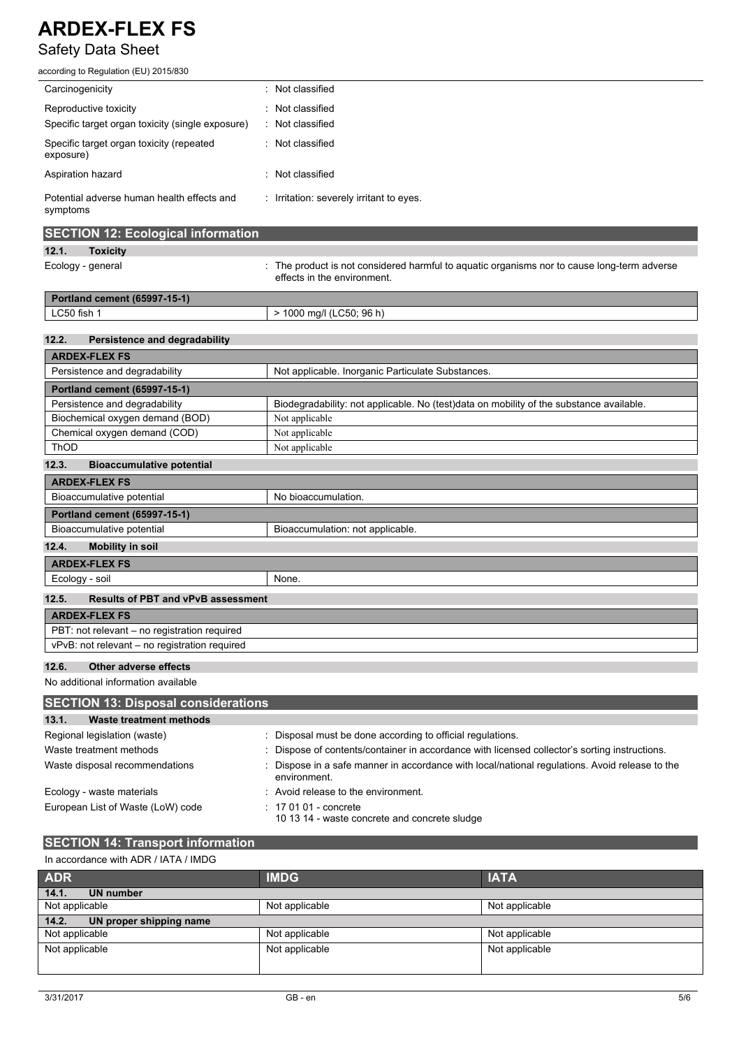| | |
|---|---|
| Carcinogenicity | : Not classified |
| Reproductive toxicity | : Not classified |
| Specific target organ toxicity (single exposure) | : Not classified |
| Specific target organ toxicity (repeated exposure) | : Not classified |
| Aspiration hazard | : Not classified |
| Potential adverse human health effects and symptoms | : Irritation: severely irritant to eyes. |

## SECTION 12: Ecological information

### 12.1. Toxicity

Ecology - general : The product is not considered harmful to aquatic organisms nor to cause long-term adverse effects in the environment.

| Portland cement (65997-15-1) | |
|---|---|
| LC50 fish 1 | > 1000 mg/l (LC50; 96 h) |

### 12.2. Persistence and degradability

| ARDEX-FLEX FS | |
|---|---|
| Persistence and degradability | Not applicable. Inorganic Particulate Substances. |
| **Portland cement (65997-15-1)** | |
| Persistence and degradability | Biodegradability: not applicable. No (test)data on mobility of the substance available. |
| Biochemical oxygen demand (BOD) | Not applicable |
| Chemical oxygen demand (COD) | Not applicable |
| ThOD | Not applicable |

### 12.3. Bioaccumulative potential

| ARDEX-FLEX FS | |
|---|---|
| Bioaccumulative potential | No bioaccumulation. |
| **Portland cement (65997-15-1)** | |
| Bioaccumulative potential | Bioaccumulation: not applicable. |

### 12.4. Mobility in soil

| ARDEX-FLEX FS | |
|---|---|
| Ecology - soil | None. |

### 12.5. Results of PBT and vPvB assessment

| ARDEX-FLEX FS |
|---|
| PBT: not relevant – no registration required |
| vPvB: not relevant – no registration required |

### 12.6. Other adverse effects

No additional information available

## SECTION 13: Disposal considerations

### 13.1. Waste treatment methods

| | |
|---|---|
| Regional legislation (waste) | : Disposal must be done according to official regulations. |
| Waste treatment methods | : Dispose of contents/container in accordance with licensed collector's sorting instructions. |
| Waste disposal recommendations | : Dispose in a safe manner in accordance with local/national regulations. Avoid release to the environment. |
| Ecology - waste materials | : Avoid release to the environment. |
| European List of Waste (LoW) code | : 17 01 01 - concrete<br>10 13 14 - waste concrete and concrete sludge |

## SECTION 14: Transport information

In accordance with ADR / IATA / IMDG

| ADR | IMDG | IATA |
|---|---|---|
| **14.1. UN number** | | |
| Not applicable | Not applicable | Not applicable |
| **14.2. UN proper shipping name** | | |
| Not applicable | Not applicable | Not applicable |
| Not applicable | Not applicable | Not applicable |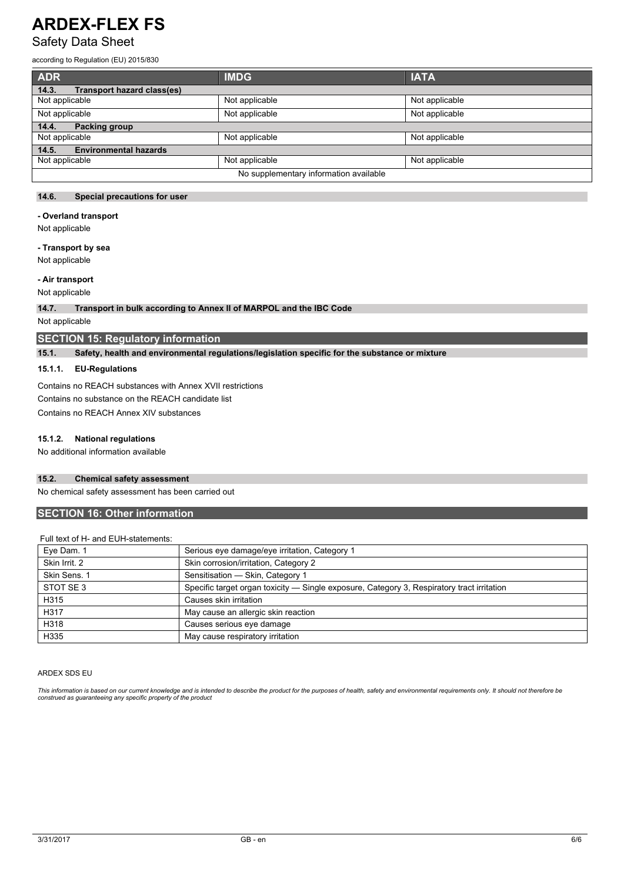| ADR | IMDG | IATA |
|---|---|---|
| **14.3. Transport hazard class(es)** | | |
| Not applicable | Not applicable | Not applicable |
| Not applicable | Not applicable | Not applicable |
| **14.4. Packing group** | | |
| Not applicable | Not applicable | Not applicable |
| **14.5. Environmental hazards** | | |
| Not applicable | Not applicable | Not applicable |
| No supplementary information available | | |

### 14.6. Special precautions for user

**- Overland transport**

Not applicable

**- Transport by sea**

Not applicable

**- Air transport**

Not applicable

### 14.7. Transport in bulk according to Annex II of MARPOL and the IBC Code

Not applicable

## SECTION 15: Regulatory information

### 15.1. Safety, health and environmental regulations/legislation specific for the substance or mixture

#### 15.1.1. EU-Regulations

Contains no REACH substances with Annex XVII restrictions

Contains no substance on the REACH candidate list

Contains no REACH Annex XIV substances

#### 15.1.2. National regulations

No additional information available

### 15.2. Chemical safety assessment

No chemical safety assessment has been carried out

## SECTION 16: Other information

Full text of H- and EUH-statements:

| | |
|---|---|
| Eye Dam. 1 | Serious eye damage/eye irritation, Category 1 |
| Skin Irrit. 2 | Skin corrosion/irritation, Category 2 |
| Skin Sens. 1 | Sensitisation — Skin, Category 1 |
| STOT SE 3 | Specific target organ toxicity — Single exposure, Category 3, Respiratory tract irritation |
| H315 | Causes skin irritation |
| H317 | May cause an allergic skin reaction |
| H318 | Causes serious eye damage |
| H335 | May cause respiratory irritation |

ARDEX SDS EU

*This information is based on our current knowledge and is intended to describe the product for the purposes of health, safety and environmental requirements only. It should not therefore be construed as guaranteeing any specific property of the product*